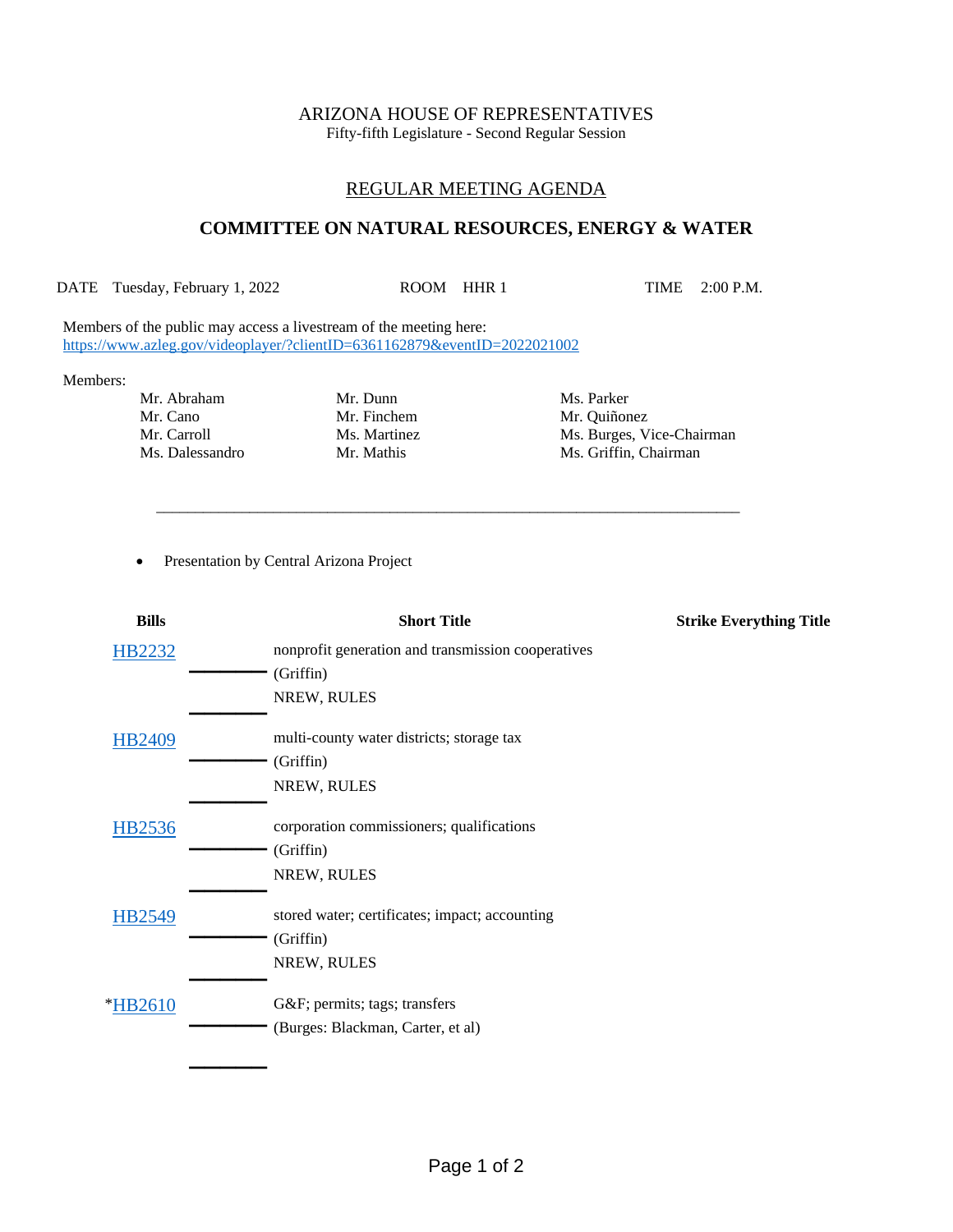ARIZONA HOUSE OF REPRESENTATIVES

Fifty-fifth Legislature - Second Regular Session

## REGULAR MEETING AGENDA

## COMMITTEE ON NATURAL RESOURCES, ENERGY & WATER

DATE Tuesday, February 1, 2022 ROOM HHR 1 TIME 2:00 P.M.

Members of the public may access a livestream of the meeting here:
https://www.azleg.gov/videoplayer/?clientID=6361162879&eventID=2022021002

Members:

| | | |
|---|---|---|
| Mr. Abraham | Mr. Dunn | Ms. Parker |
| Mr. Cano | Mr. Finchem | Mr. Quiñonez |
| Mr. Carroll | Ms. Martinez | Ms. Burges, Vice-Chairman |
| Ms. Dalessandro | Mr. Mathis | Ms. Griffin, Chairman |

---

- Presentation by Central Arizona Project

| Bills | Short Title | Strike Everything Title |
|---|---|---|
| HB2232 | nonprofit generation and transmission cooperatives (Griffin) NREW, RULES | |
| HB2409 | multi-county water districts; storage tax (Griffin) NREW, RULES | |
| HB2536 | corporation commissioners; qualifications (Griffin) NREW, RULES | |
| HB2549 | stored water; certificates; impact; accounting (Griffin) NREW, RULES | |
| *HB2610 | G&F; permits; tags; transfers (Burges: Blackman, Carter, et al) | |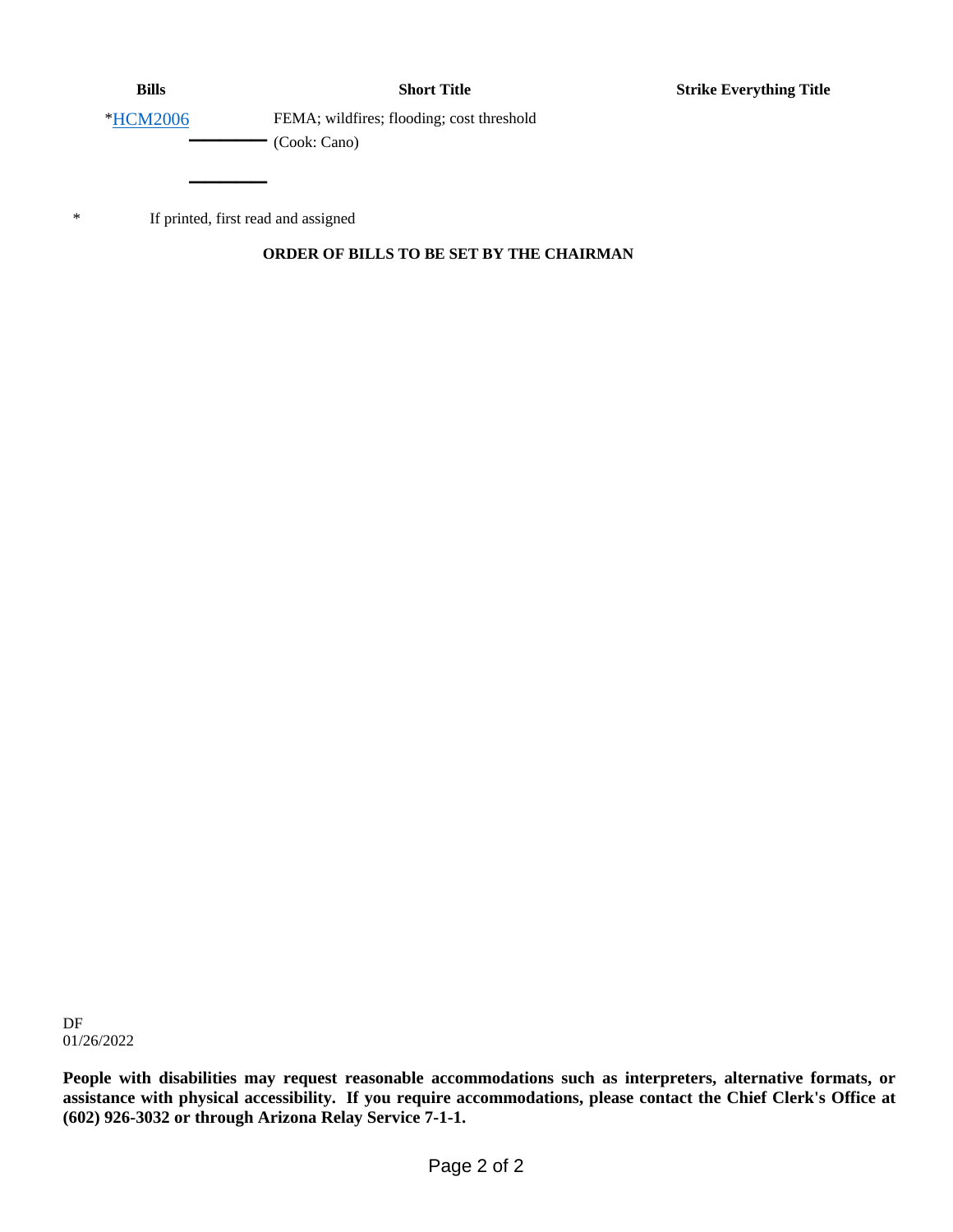| Bills | Short Title | Strike Everything Title |
| --- | --- | --- |
| *HCM2006 | FEMA; wildfires; flooding; cost threshold (Cook: Cano) | |

\* If printed, first read and assigned

**ORDER OF BILLS TO BE SET BY THE CHAIRMAN**

DF
01/26/2022

**People with disabilities may request reasonable accommodations such as interpreters, alternative formats, or assistance with physical accessibility. If you require accommodations, please contact the Chief Clerk's Office at (602) 926-3032 or through Arizona Relay Service 7-1-1.**